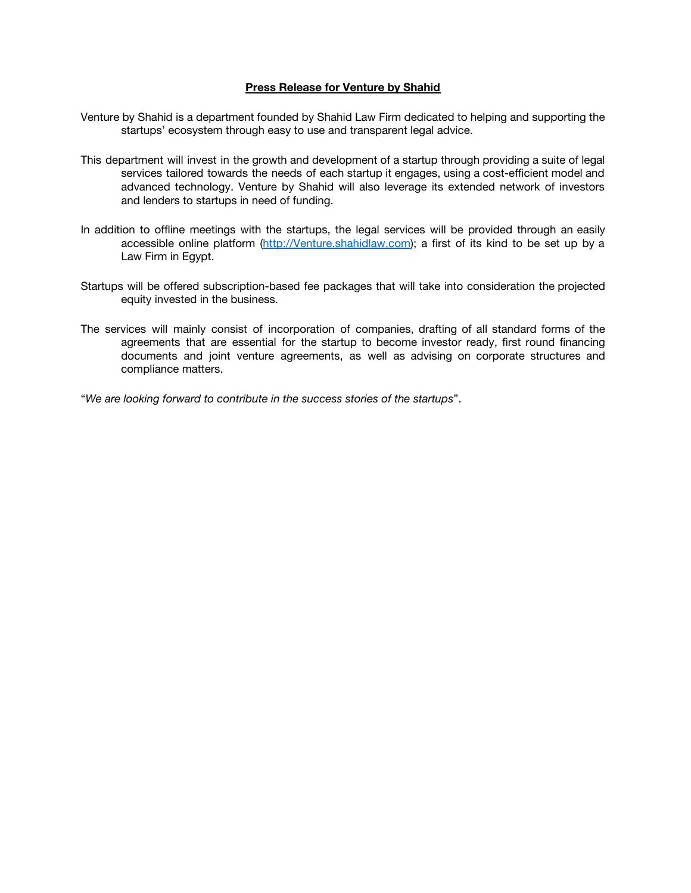# Press Release for Venture by Shahid

Venture by Shahid is a department founded by Shahid Law Firm dedicated to helping and supporting the startups' ecosystem through easy to use and transparent legal advice.

This department will invest in the growth and development of a startup through providing a suite of legal services tailored towards the needs of each startup it engages, using a cost-efficient model and advanced technology. Venture by Shahid will also leverage its extended network of investors and lenders to startups in need of funding.

In addition to offline meetings with the startups, the legal services will be provided through an easily accessible online platform (http://Venture.shahidlaw.com); a first of its kind to be set up by a Law Firm in Egypt.

Startups will be offered subscription-based fee packages that will take into consideration the projected equity invested in the business.

The services will mainly consist of incorporation of companies, drafting of all standard forms of the agreements that are essential for the startup to become investor ready, first round financing documents and joint venture agreements, as well as advising on corporate structures and compliance matters.

"*We are looking forward to contribute in the success stories of the startups*".